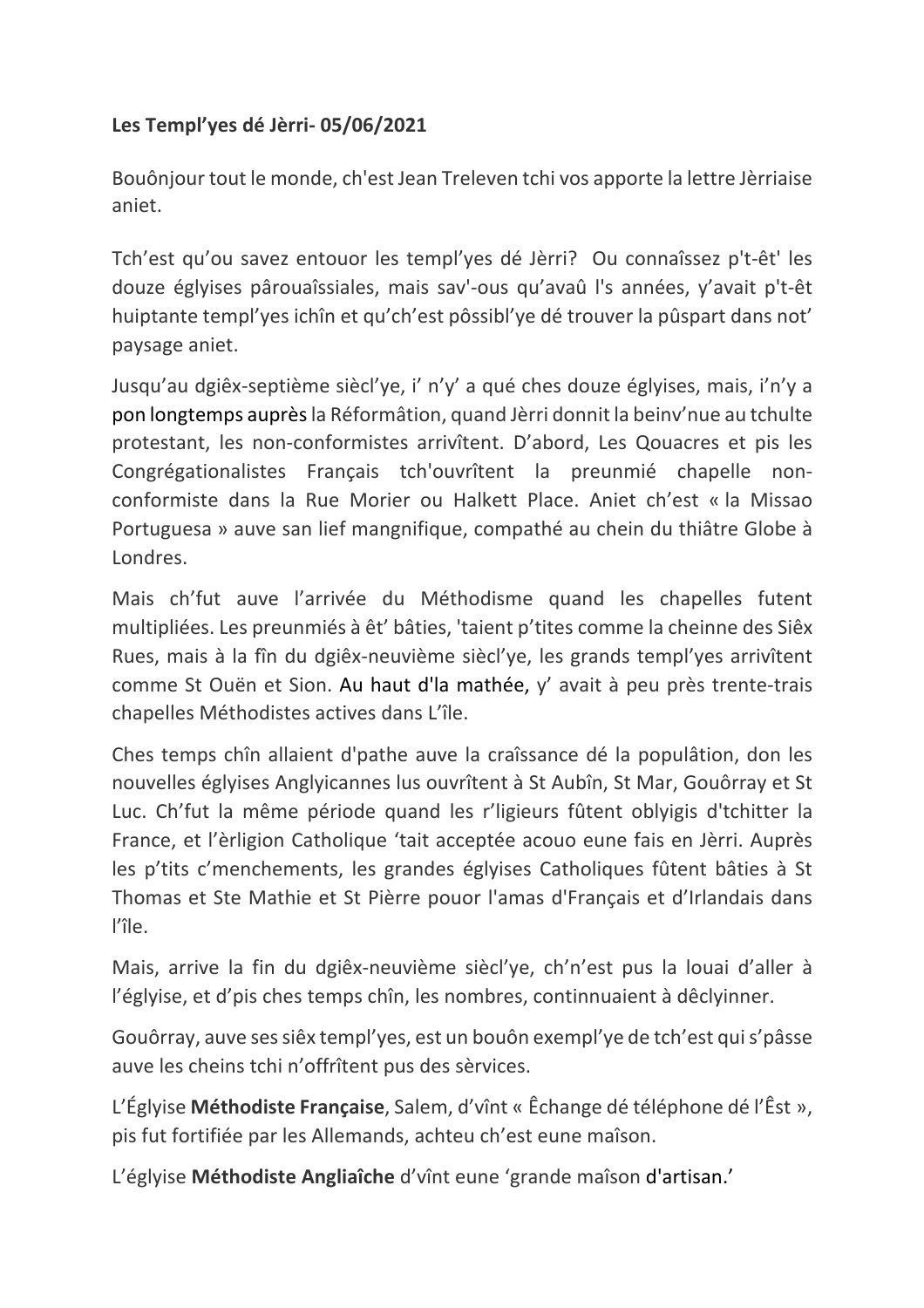**Les Templ'yes dé Jèrri- 05/06/2021**

Bouônjour tout le monde, ch'est Jean Treleven tchi vos apporte la lettre Jèrriaise aniet.

Tch'est qu'ou savez entouor les templ'yes dé Jèrri? Ou connaîssez p't-êt' les douze églyises pârouaîssiales, mais sav'-ous qu'avaû l's années, y'avait p't-êt huiptante templ'yes ichîn et qu'ch'est pôssibl'ye dé trouver la pûspart dans not' paysage aniet.

Jusqu'au dgiêx-septième siècl'ye, i' n'y' a qué ches douze églyises, mais, i'n'y a pon longtemps auprès la Réformâtion, quand Jèrri donnit la beinv'nue au tchulte protestant, les non-conformistes arrivîtent. D'abord, Les Qouacres et pis les Congrégationalistes Français tch'ouvrîtent la preunmié chapelle non-conformiste dans la Rue Morier ou Halkett Place. Aniet ch'est « la Missao Portuguesa » auve san lief mangnifique, compathé au chein du thiâtre Globe à Londres.

Mais ch'fut auve l'arrivée du Méthodisme quand les chapelles futent multipliées. Les preunmiés à êt' bâties, 'taient p'tites comme la cheinne des Siêx Rues, mais à la fîn du dgiêx-neuvième siècl'ye, les grands templ'yes arrivîtent comme St Ouën et Sion. Au haut d'la mathée, y' avait à peu près trente-trais chapelles Méthodistes actives dans L'île.

Ches temps chîn allaient d'pathe auve la craîssance dé la populâtion, don les nouvelles églyises Anglyicannes lus ouvrîtent à St Aubîn, St Mar, Gouôrray et St Luc. Ch'fut la même période quand les r'ligieurs fûtent oblyigis d'tchitter la France, et l'èrligion Catholique 'tait acceptée acouo eune fais en Jèrri. Auprès les p'tits c'menchements, les grandes églyises Catholiques fûtent bâties à St Thomas et Ste Mathie et St Pièrre pouor l'amas d'Français et d'Irlandais dans l'île.

Mais, arrive la fin du dgiêx-neuvième siècl'ye, ch'n'est pus la louai d'aller à l'église, et d'pis ches temps chîn, les nombres, continnuaient à dêclyinner.

Gouôrray, auve ses siêx templ'yes, est un bouôn exempl'ye de tch'est qui s'pâsse auve les cheins tchi n'offrîtent pus des sèrvices.

L'Église **Méthodiste Française**, Salem, d'vînt « Êchange dé téléphone dé l'Êst », pis fut fortifiée par les Allemands, achteu ch'est eune maîson.

L'églyise **Méthodiste Angliaîche** d'vînt eune 'grande maîson d'artisan.'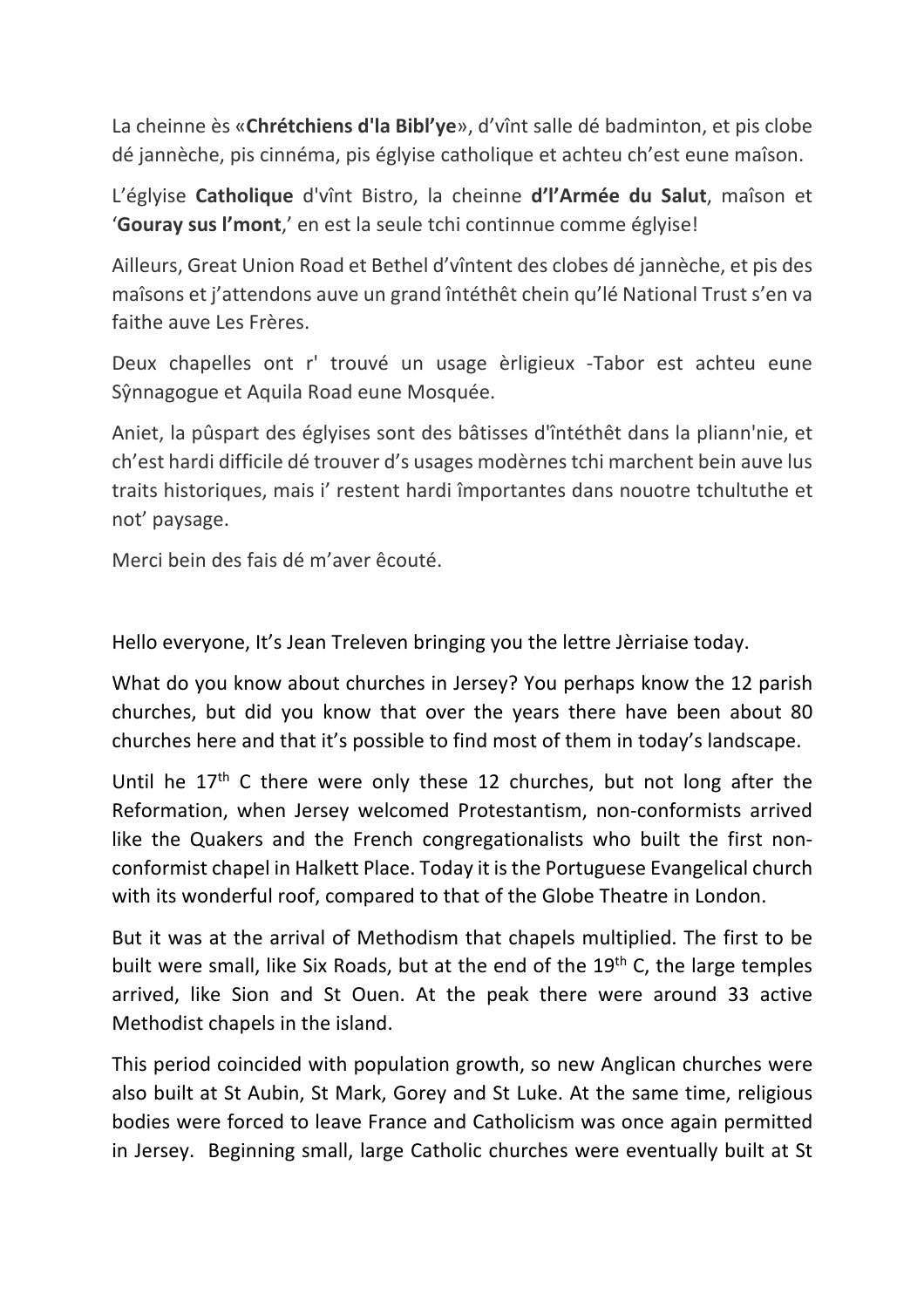La cheinne ès «**Chrétchiens d'la Bibl'ye**», d'vînt salle dé badminton, et pis clobe dé jannèche, pis cinnéma, pis églyise catholique et achteu ch'est eune maîson.

L'églyise **Catholique** d'vînt Bistro, la cheinne **d'l'Armée du Salut**, maîson et '**Gouray sus l'mont**,' en est la seule tchi continnue comme églyise!

Ailleurs, Great Union Road et Bethel d'vîntent des clobes dé jannèche, et pis des maîsons et j'attendons auve un grand întéthêt chein qu'lé National Trust s'en va faithe auve Les Frères.

Deux chapelles ont r' trouvé un usage èrligieux -Tabor est achteu eune Sŷnnagogue et Aquila Road eune Mosquée.

Aniet, la pûspart des églyises sont des bâtisses d'întéthêt dans la pliann'nie, et ch'est hardi difficile dé trouver d's usages modèrnes tchi marchent bein auve lus traits historiques, mais i' restent hardi împortantes dans nouotre tchultuthe et not' paysage.

Merci bein des fais dé m'aver êcouté.

Hello everyone, It's Jean Treleven bringing you the lettre Jèrriaise today.

What do you know about churches in Jersey? You perhaps know the 12 parish churches, but did you know that over the years there have been about 80 churches here and that it's possible to find most of them in today's landscape.

Until he 17th C there were only these 12 churches, but not long after the Reformation, when Jersey welcomed Protestantism, non-conformists arrived like the Quakers and the French congregationalists who built the first non-conformist chapel in Halkett Place. Today it is the Portuguese Evangelical church with its wonderful roof, compared to that of the Globe Theatre in London.

But it was at the arrival of Methodism that chapels multiplied. The first to be built were small, like Six Roads, but at the end of the 19th C, the large temples arrived, like Sion and St Ouen. At the peak there were around 33 active Methodist chapels in the island.

This period coincided with population growth, so new Anglican churches were also built at St Aubin, St Mark, Gorey and St Luke. At the same time, religious bodies were forced to leave France and Catholicism was once again permitted in Jersey. Beginning small, large Catholic churches were eventually built at St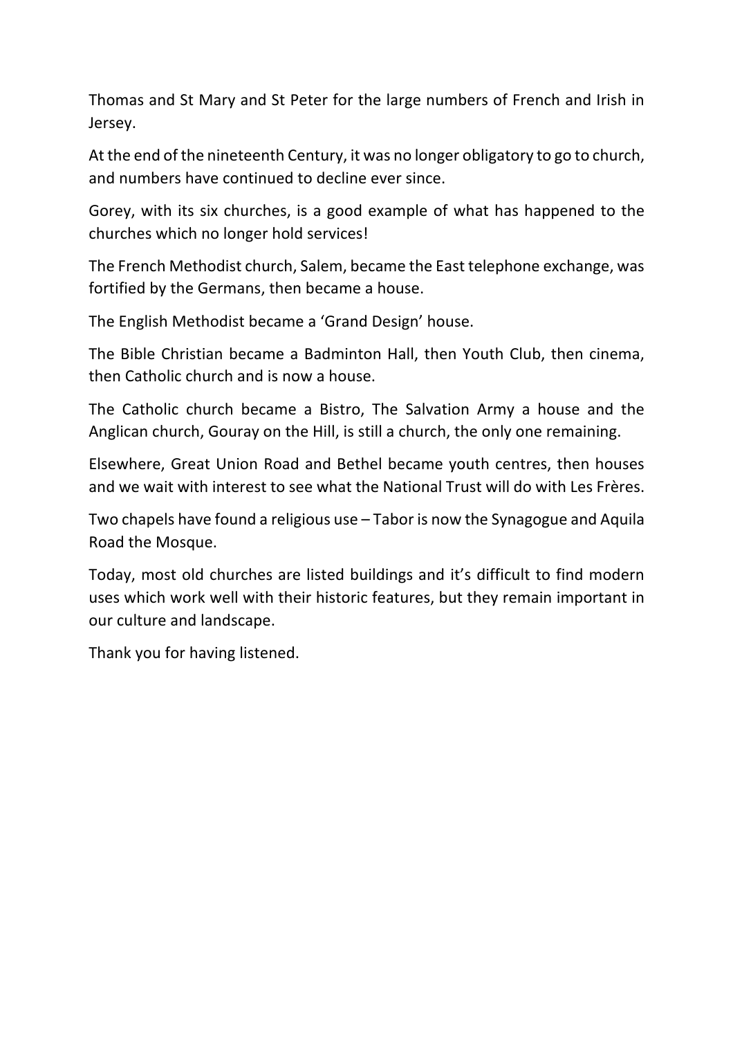Thomas and St Mary and St Peter for the large numbers of French and Irish in Jersey.

At the end of the nineteenth Century, it was no longer obligatory to go to church, and numbers have continued to decline ever since.

Gorey, with its six churches, is a good example of what has happened to the churches which no longer hold services!

The French Methodist church, Salem, became the East telephone exchange, was fortified by the Germans, then became a house.

The English Methodist became a 'Grand Design' house.

The Bible Christian became a Badminton Hall, then Youth Club, then cinema, then Catholic church and is now a house.

The Catholic church became a Bistro, The Salvation Army a house and the Anglican church, Gouray on the Hill, is still a church, the only one remaining.

Elsewhere, Great Union Road and Bethel became youth centres, then houses and we wait with interest to see what the National Trust will do with Les Frères.

Two chapels have found a religious use – Tabor is now the Synagogue and Aquila Road the Mosque.

Today, most old churches are listed buildings and it's difficult to find modern uses which work well with their historic features, but they remain important in our culture and landscape.

Thank you for having listened.